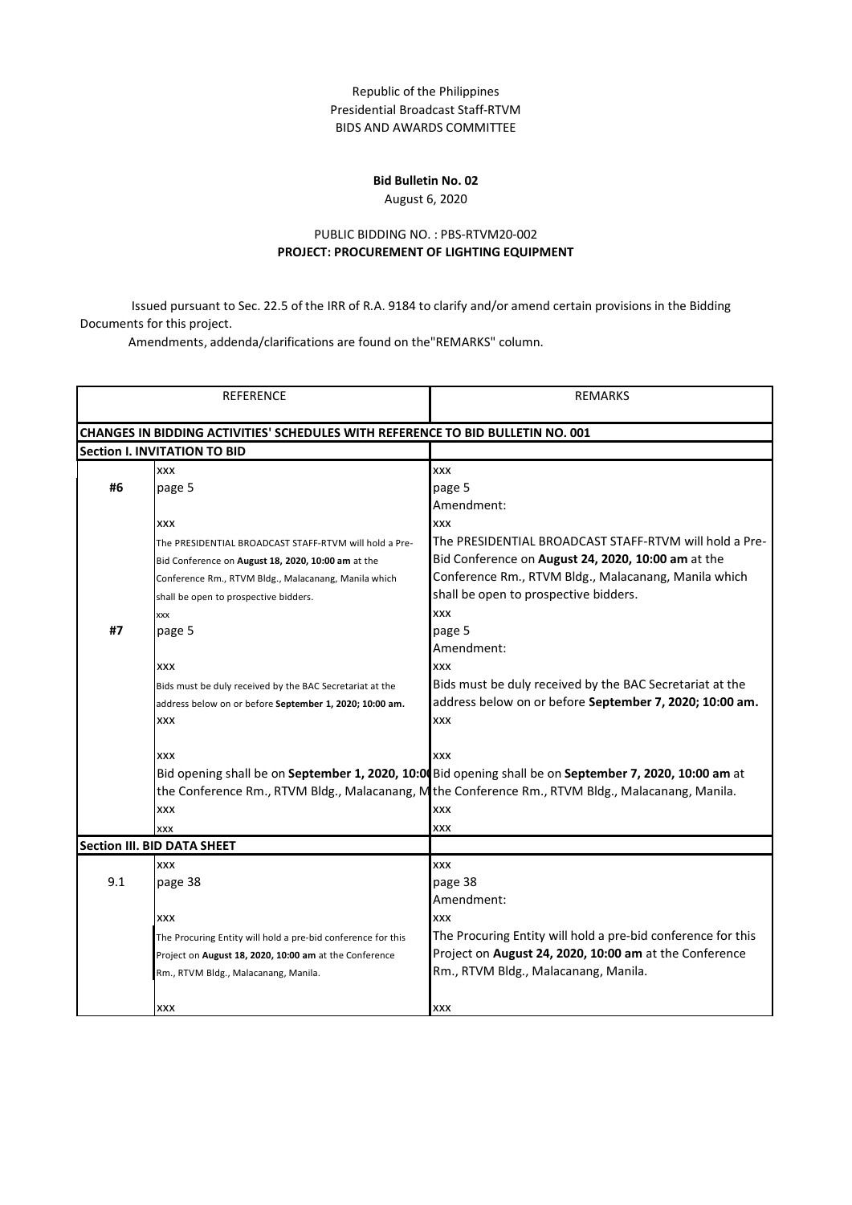Republic of the Philippines
Presidential Broadcast Staff-RTVM
BIDS AND AWARDS COMMITTEE

**Bid Bulletin No. 02**
August 6, 2020

PUBLIC BIDDING NO. : PBS-RTVM20-002
**PROJECT: PROCUREMENT OF LIGHTING EQUIPMENT**

Issued pursuant to Sec. 22.5 of the IRR of R.A. 9184 to clarify and/or amend certain provisions in the Bidding Documents for this project.

Amendments, addenda/clarifications are found on the"REMARKS" column.

| REFERENCE | | REMARKS |
|---|---|---|
| **CHANGES IN BIDDING ACTIVITIES' SCHEDULES WITH REFERENCE TO BID BULLETIN NO. 001** | | |
| **Section I. INVITATION TO BID** | | |
| **#6** | xxx<br>page 5<br><br>xxx<br>The PRESIDENTIAL BROADCAST STAFF-RTVM will hold a Pre-Bid Conference on **August 18, 2020, 10:00 am** at the Conference Rm., RTVM Bldg., Malacanang, Manila which shall be open to prospective bidders.<br>xxx | xxx<br>page 5<br>Amendment:<br>xxx<br>The PRESIDENTIAL BROADCAST STAFF-RTVM will hold a Pre-Bid Conference on **August 24, 2020, 10:00 am** at the Conference Rm., RTVM Bldg., Malacanang, Manila which shall be open to prospective bidders.<br>xxx |
| **#7** | page 5<br><br>xxx<br>Bids must be duly received by the BAC Secretariat at the address below on or before **September 1, 2020; 10:00 am.**<br>xxx<br><br>xxx<br>Bid opening shall be on **September 1, 2020, 10:00** the Conference Rm., RTVM Bldg., Malacanang, M<br>xxx<br>xxx | page 5<br>Amendment:<br>xxx<br>Bids must be duly received by the BAC Secretariat at the address below on or before **September 7, 2020; 10:00 am.**<br>xxx<br><br>xxx<br>Bid opening shall be on **September 7, 2020, 10:00 am** at the Conference Rm., RTVM Bldg., Malacanang, Manila.<br>xxx<br>xxx |
| **Section III. BID DATA SHEET** | | |
| 9.1 | xxx<br>page 38<br><br>xxx<br>The Procuring Entity will hold a pre-bid conference for this Project on **August 18, 2020, 10:00 am** at the Conference Rm., RTVM Bldg., Malacanang, Manila.<br><br>xxx | xxx<br>page 38<br>Amendment:<br>xxx<br>The Procuring Entity will hold a pre-bid conference for this Project on **August 24, 2020, 10:00 am** at the Conference Rm., RTVM Bldg., Malacanang, Manila.<br><br>xxx |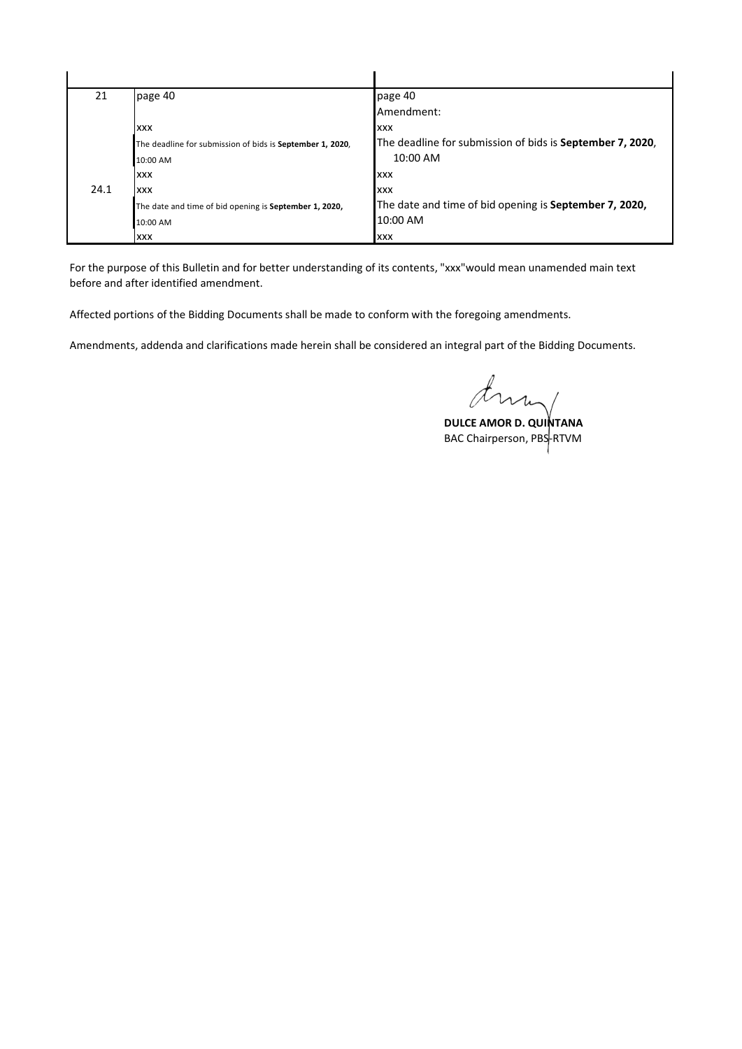| | | |
|---|---|---|
| 21 | page 40<br><br>xxx<br>The deadline for submission of bids is **September 1, 2020**, 10:00 AM<br>xxx | page 40<br>Amendment:<br>xxx<br>The deadline for submission of bids is **September 7, 2020**, 10:00 AM<br>xxx |
| 24.1 | xxx<br>The date and time of bid opening is **September 1, 2020,** 10:00 AM<br>xxx | xxx<br>The date and time of bid opening is **September 7, 2020,** 10:00 AM<br>xxx |

For the purpose of this Bulletin and for better understanding of its contents, "xxx"would mean unamended main text before and after identified amendment.

Affected portions of the Bidding Documents shall be made to conform with the foregoing amendments.

Amendments, addenda and clarifications made herein shall be considered an integral part of the Bidding Documents.

**DULCE AMOR D. QUINTANA**
BAC Chairperson, PBS-RTVM